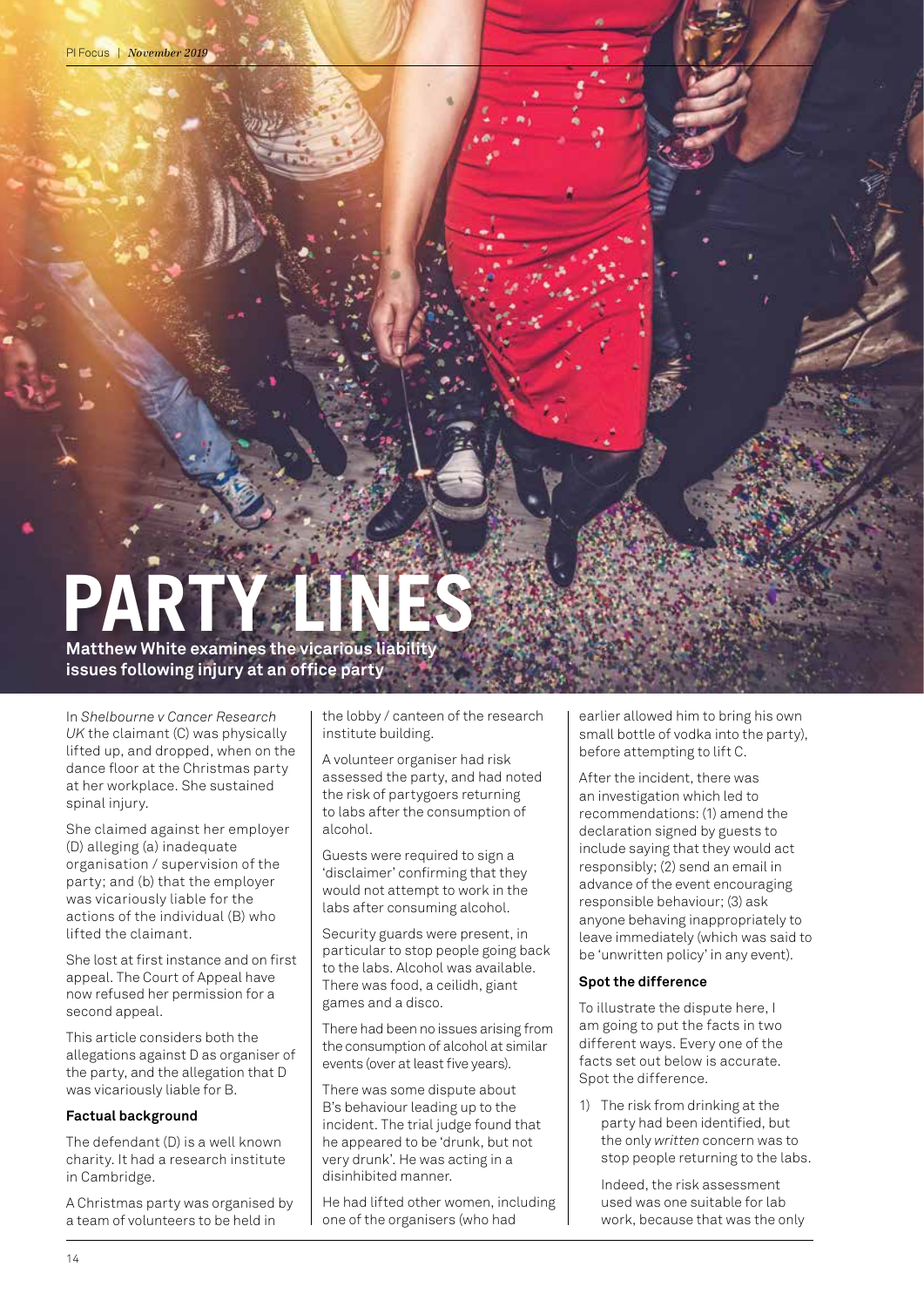# PARTY LINES

**Matthew White examines the vicarious liability issues following injury at an office party**

In *Shelbourne v Cancer Research UK* the claimant (C) was physically lifted up, and dropped, when on the dance floor at the Christmas party at her workplace. She sustained spinal injury.

She claimed against her employer (D) alleging (a) inadequate organisation / supervision of the party; and (b) that the employer was vicariously liable for the actions of the individual (B) who lifted the claimant.

She lost at first instance and on first appeal. The Court of Appeal have now refused her permission for a second appeal.

This article considers both the allegations against D as organiser of the party, and the allegation that D was vicariously liable for B.

**Factual background**

The defendant (D) is a well known charity. It had a research institute in Cambridge.

A Christmas party was organised by a team of volunteers to be held in the lobby / canteen of the research institute building.

A volunteer organiser had risk assessed the party, and had noted the risk of partygoers returning to labs after the consumption of alcohol.

Guests were required to sign a 'disclaimer' confirming that they would not attempt to work in the labs after consuming alcohol.

Security guards were present, in particular to stop people going back to the labs. Alcohol was available. There was food, a ceilidh, giant games and a disco.

There had been no issues arising from the consumption of alcohol at similar events (over at least five years).

There was some dispute about B's behaviour leading up to the incident. The trial judge found that he appeared to be 'drunk, but not very drunk'. He was acting in a disinhibited manner.

He had lifted other women, including one of the organisers (who had earlier allowed him to bring his own small bottle of vodka into the party), before attempting to lift C.

After the incident, there was an investigation which led to recommendations: (1) amend the declaration signed by guests to include saying that they would act responsibly; (2) send an email in advance of the event encouraging responsible behaviour; (3) ask anyone behaving inappropriately to leave immediately (which was said to be 'unwritten policy' in any event).

**Spot the difference**

To illustrate the dispute here, I am going to put the facts in two different ways. Every one of the facts set out below is accurate. Spot the difference.

1) The risk from drinking at the party had been identified, but the only *written* concern was to stop people returning to the labs.

   Indeed, the risk assessment used was one suitable for lab work, because that was the only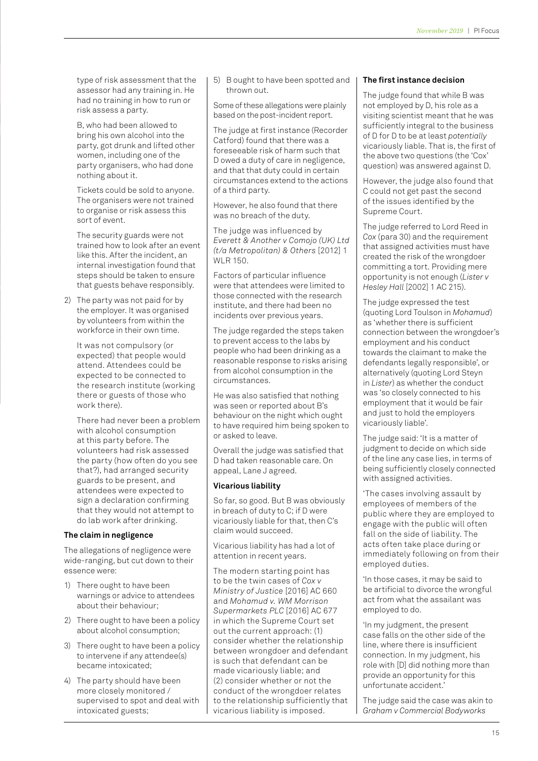type of risk assessment that the assessor had any training in. He had no training in how to run or risk assess a party.

B, who had been allowed to bring his own alcohol into the party, got drunk and lifted other women, including one of the party organisers, who had done nothing about it.

Tickets could be sold to anyone. The organisers were not trained to organise or risk assess this sort of event.

The security guards were not trained how to look after an event like this. After the incident, an internal investigation found that steps should be taken to ensure that guests behave responsibly.

2) The party was not paid for by the employer. It was organised by volunteers from within the workforce in their own time.

   It was not compulsory (or expected) that people would attend. Attendees could be expected to be connected to the research institute (working there or guests of those who work there).

   There had never been a problem with alcohol consumption at this party before. The volunteers had risk assessed the party (how often do you see that?), had arranged security guards to be present, and attendees were expected to sign a declaration confirming that they would not attempt to do lab work after drinking.

**The claim in negligence**

The allegations of negligence were wide-ranging, but cut down to their essence were:

1) There ought to have been warnings or advice to attendees about their behaviour;
2) There ought to have been a policy about alcohol consumption;
3) There ought to have been a policy to intervene if any attendee(s) became intoxicated;
4) The party should have been more closely monitored / supervised to spot and deal with intoxicated guests;
5) B ought to have been spotted and thrown out.

Some of these allegations were plainly based on the post-incident report.

The judge at first instance (Recorder Catford) found that there was a foreseeable risk of harm such that D owed a duty of care in negligence, and that that duty could in certain circumstances extend to the actions of a third party.

However, he also found that there was no breach of the duty.

The judge was influenced by *Everett & Another v Comojo (UK) Ltd (t/a Metropolitan) & Others* [2012] 1 WLR 150.

Factors of particular influence were that attendees were limited to those connected with the research institute, and there had been no incidents over previous years.

The judge regarded the steps taken to prevent access to the labs by people who had been drinking as a reasonable response to risks arising from alcohol consumption in the circumstances.

He was also satisfied that nothing was seen or reported about B's behaviour on the night which ought to have required him being spoken to or asked to leave.

Overall the judge was satisfied that D had taken reasonable care. On appeal, Lane J agreed.

**Vicarious liability**

So far, so good. But B was obviously in breach of duty to C; if D were vicariously liable for that, then C's claim would succeed.

Vicarious liability has had a lot of attention in recent years.

The modern starting point has to be the twin cases of *Cox v Ministry of Justice* [2016] AC 660 and *Mohamud v. WM Morrison Supermarkets PLC* [2016] AC 677 in which the Supreme Court set out the current approach: (1) consider whether the relationship between wrongdoer and defendant is such that defendant can be made vicariously liable; and (2) consider whether or not the conduct of the wrongdoer relates to the relationship sufficiently that vicarious liability is imposed.

**The first instance decision**

The judge found that while B was not employed by D, his role as a visiting scientist meant that he was sufficiently integral to the business of D for D to be at least *potentially* vicariously liable. That is, the first of the above two questions (the 'Cox' question) was answered against D.

However, the judge also found that C could not get past the second of the issues identified by the Supreme Court.

The judge referred to Lord Reed in *Cox* (para 30) and the requirement that assigned activities must have created the risk of the wrongdoer committing a tort. Providing mere opportunity is not enough (*Lister v Hesley Hall* [2002] 1 AC 215).

The judge expressed the test (quoting Lord Toulson in *Mohamud*) as 'whether there is sufficient connection between the wrongdoer's employment and his conduct towards the claimant to make the defendants legally responsible', or alternatively (quoting Lord Steyn in *Lister*) as whether the conduct was 'so closely connected to his employment that it would be fair and just to hold the employers vicariously liable'.

The judge said: 'It is a matter of judgment to decide on which side of the line any case lies, in terms of being sufficiently closely connected with assigned activities.

'The cases involving assault by employees of members of the public where they are employed to engage with the public will often fall on the side of liability. The acts often take place during or immediately following on from their employed duties.

'In those cases, it may be said to be artificial to divorce the wrongful act from what the assailant was employed to do.

'In my judgment, the present case falls on the other side of the line, where there is insufficient connection. In my judgment, his role with [D] did nothing more than provide an opportunity for this unfortunate accident.'

The judge said the case was akin to *Graham v Commercial Bodyworks*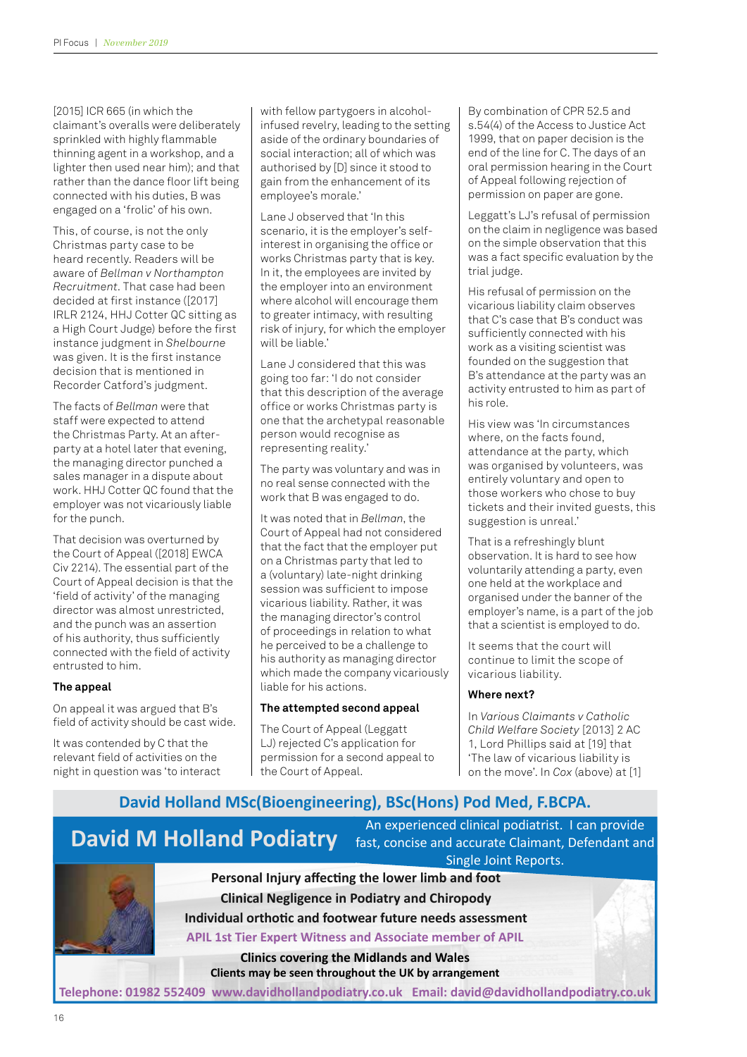[2015] ICR 665 (in which the claimant's overalls were deliberately sprinkled with highly flammable thinning agent in a workshop, and a lighter then used near him); and that rather than the dance floor lift being connected with his duties, B was engaged on a 'frolic' of his own.

This, of course, is not the only Christmas party case to be heard recently. Readers will be aware of *Bellman v Northampton Recruitment*. That case had been decided at first instance ([2017] IRLR 2124, HHJ Cotter QC sitting as a High Court Judge) before the first instance judgment in *Shelbourne* was given. It is the first instance decision that is mentioned in Recorder Catford's judgment.

The facts of *Bellman* were that staff were expected to attend the Christmas Party. At an after-party at a hotel later that evening, the managing director punched a sales manager in a dispute about work. HHJ Cotter QC found that the employer was not vicariously liable for the punch.

That decision was overturned by the Court of Appeal ([2018] EWCA Civ 2214). The essential part of the Court of Appeal decision is that the 'field of activity' of the managing director was almost unrestricted, and the punch was an assertion of his authority, thus sufficiently connected with the field of activity entrusted to him.

### The appeal

On appeal it was argued that B's field of activity should be cast wide.

It was contended by C that the relevant field of activities on the night in question was 'to interact with fellow partygoers in alcohol-infused revelry, leading to the setting aside of the ordinary boundaries of social interaction; all of which was authorised by [D] since it stood to gain from the enhancement of its employee's morale.'

Lane J observed that 'In this scenario, it is the employer's self-interest in organising the office or works Christmas party that is key. In it, the employees are invited by the employer into an environment where alcohol will encourage them to greater intimacy, with resulting risk of injury, for which the employer will be liable.'

Lane J considered that this was going too far: 'I do not consider that this description of the average office or works Christmas party is one that the archetypal reasonable person would recognise as representing reality.'

The party was voluntary and was in no real sense connected with the work that B was engaged to do.

It was noted that in *Bellman*, the Court of Appeal had not considered that the fact that the employer put on a Christmas party that led to a (voluntary) late-night drinking session was sufficient to impose vicarious liability. Rather, it was the managing director's control of proceedings in relation to what he perceived to be a challenge to his authority as managing director which made the company vicariously liable for his actions.

### The attempted second appeal

The Court of Appeal (Leggatt LJ) rejected C's application for permission for a second appeal to the Court of Appeal.

By combination of CPR 52.5 and s.54(4) of the Access to Justice Act 1999, that on paper decision is the end of the line for C. The days of an oral permission hearing in the Court of Appeal following rejection of permission on paper are gone.

Leggatt's LJ's refusal of permission on the claim in negligence was based on the simple observation that this was a fact specific evaluation by the trial judge.

His refusal of permission on the vicarious liability claim observes that C's case that B's conduct was sufficiently connected with his work as a visiting scientist was founded on the suggestion that B's attendance at the party was an activity entrusted to him as part of his role.

His view was 'In circumstances where, on the facts found, attendance at the party, which was organised by volunteers, was entirely voluntary and open to those workers who chose to buy tickets and their invited guests, this suggestion is unreal.'

That is a refreshingly blunt observation. It is hard to see how voluntarily attending a party, even one held at the workplace and organised under the banner of the employer's name, is a part of the job that a scientist is employed to do.

It seems that the court will continue to limit the scope of vicarious liability.

### Where next?

In *Various Claimants v Catholic Child Welfare Society* [2013] 2 AC 1, Lord Phillips said at [19] that 'The law of vicarious liability is on the move'. In *Cox* (above) at [1]

---

**David Holland MSc(Bioengineering), BSc(Hons) Pod Med, F.BCPA.**

## David M Holland Podiatry

An experienced clinical podiatrist. I can provide fast, concise and accurate Claimant, Defendant and Single Joint Reports.

**Personal Injury affecting the lower limb and foot**

**Clinical Negligence in Podiatry and Chiropody**

**Individual orthotic and footwear future needs assessment**

**APIL 1st Tier Expert Witness and Associate member of APIL**

**Clinics covering the Midlands and Wales**

**Clients may be seen throughout the UK by arrangement**

**Telephone: 01982 552409 www.davidhollandpodiatry.co.uk Email: david@davidhollandpodiatry.co.uk**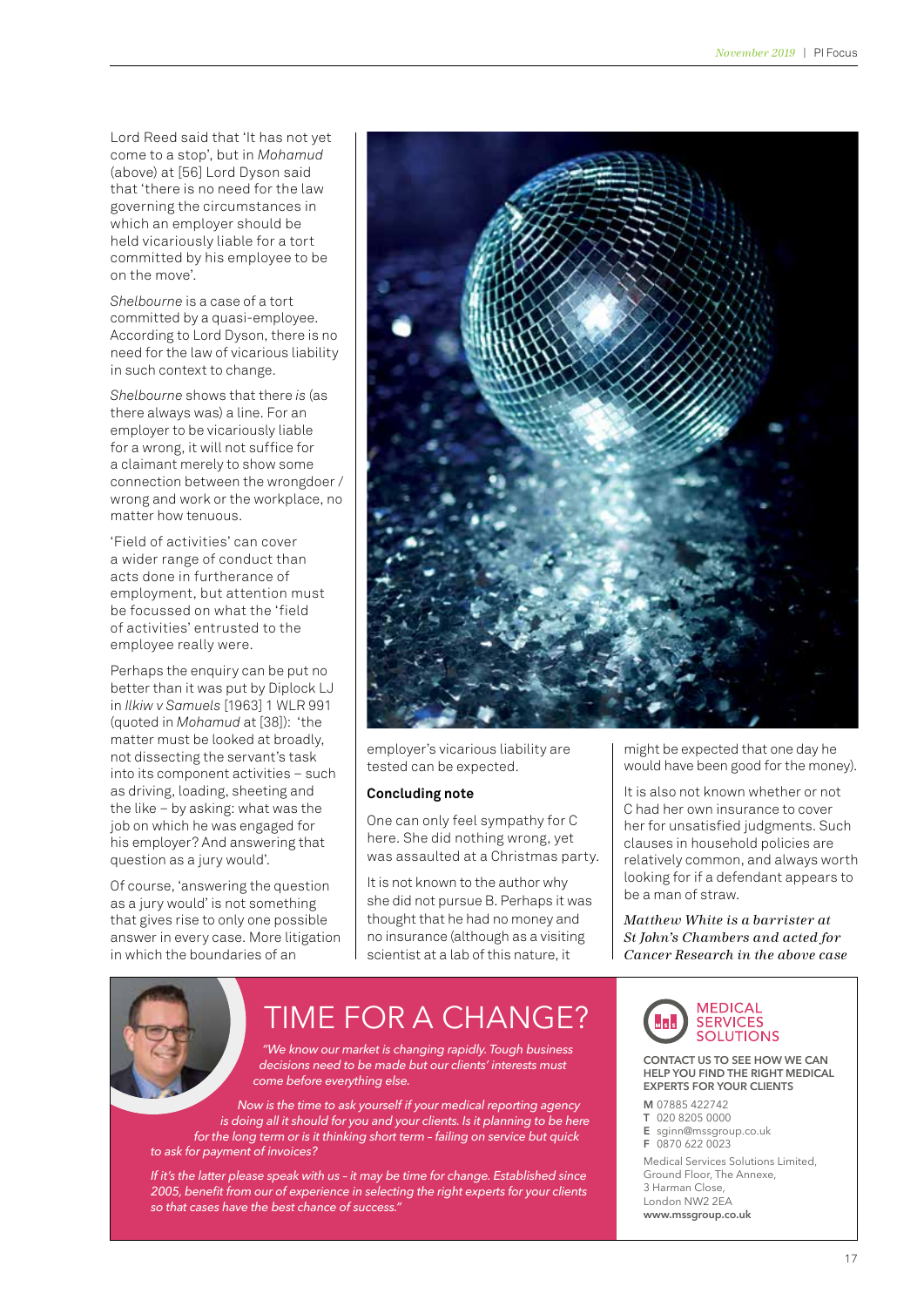Lord Reed said that 'It has not yet come to a stop', but in *Mohamud* (above) at [56] Lord Dyson said that 'there is no need for the law governing the circumstances in which an employer should be held vicariously liable for a tort committed by his employee to be on the move'.

*Shelbourne* is a case of a tort committed by a quasi-employee. According to Lord Dyson, there is no need for the law of vicarious liability in such context to change.

*Shelbourne* shows that there *is* (as there always was) a line. For an employer to be vicariously liable for a wrong, it will not suffice for a claimant merely to show some connection between the wrongdoer / wrong and work or the workplace, no matter how tenuous.

'Field of activities' can cover a wider range of conduct than acts done in furtherance of employment, but attention must be focussed on what the 'field of activities' entrusted to the employee really were.

Perhaps the enquiry can be put no better than it was put by Diplock LJ in *Ilkiw v Samuels* [1963] 1 WLR 991 (quoted in *Mohamud* at [38]): 'the matter must be looked at broadly, not dissecting the servant's task into its component activities – such as driving, loading, sheeting and the like – by asking: what was the job on which he was engaged for his employer? And answering that question as a jury would'.

Of course, 'answering the question as a jury would' is not something that gives rise to only one possible answer in every case. More litigation in which the boundaries of an employer's vicarious liability are tested can be expected.

## Concluding note

One can only feel sympathy for C here. She did nothing wrong, yet was assaulted at a Christmas party.

It is not known to the author why she did not pursue B. Perhaps it was thought that he had no money and no insurance (although as a visiting scientist at a lab of this nature, it might be expected that one day he would have been good for the money).

It is also not known whether or not C had her own insurance to cover her for unsatisfied judgments. Such clauses in household policies are relatively common, and always worth looking for if a defendant appears to be a man of straw.

***Matthew White is a barrister at St John's Chambers and acted for Cancer Research in the above case***

# TIME FOR A CHANGE?

*"We know our market is changing rapidly. Tough business decisions need to be made but our clients' interests must come before everything else.*

*Now is the time to ask yourself if your medical reporting agency is doing all it should for you and your clients. Is it planning to be here for the long term or is it thinking short term – failing on service but quick to ask for payment of invoices?*

*If it's the latter please speak with us – it may be time for change. Established since 2005, benefit from our of experience in selecting the right experts for your clients so that cases have the best chance of success."*

MEDICAL SERVICES SOLUTIONS

**CONTACT US TO SEE HOW WE CAN HELP YOU FIND THE RIGHT MEDICAL EXPERTS FOR YOUR CLIENTS**

**M** 07885 422742
**T** 020 8205 0000
**E** sginn@mssgroup.co.uk
**F** 0870 622 0023

Medical Services Solutions Limited, Ground Floor, The Annexe, 3 Harman Close, London NW2 2EA
**www.mssgroup.co.uk**